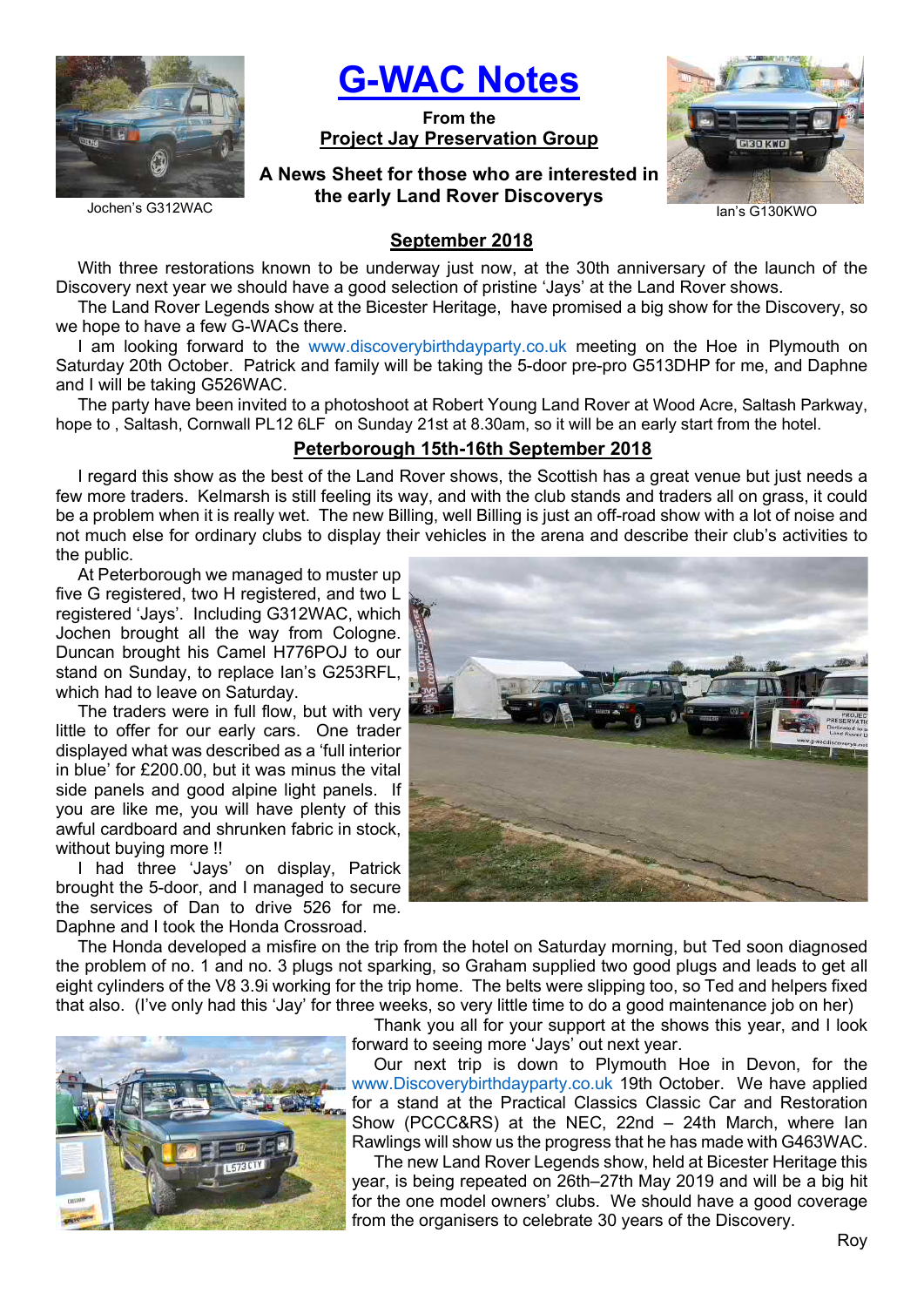# G-WAC Notes

**From the**
**Project Jay Preservation Group**

**A News Sheet for those who are interested in the early Land Rover Discoverys**

Jochen's G312WAC

Ian's G130KWO

## September 2018

With three restorations known to be underway just now, at the 30th anniversary of the launch of the Discovery next year we should have a good selection of pristine 'Jays' at the Land Rover shows.

The Land Rover Legends show at the Bicester Heritage, have promised a big show for the Discovery, so we hope to have a few G-WACs there.

I am looking forward to the www.discoverybirthdayparty.co.uk meeting on the Hoe in Plymouth on Saturday 20th October. Patrick and family will be taking the 5-door pre-pro G513DHP for me, and Daphne and I will be taking G526WAC.

The party have been invited to a photoshoot at Robert Young Land Rover at Wood Acre, Saltash Parkway, hope to , Saltash, Cornwall PL12 6LF on Sunday 21st at 8.30am, so it will be an early start from the hotel.

## Peterborough 15th-16th September 2018

I regard this show as the best of the Land Rover shows, the Scottish has a great venue but just needs a few more traders. Kelmarsh is still feeling its way, and with the club stands and traders all on grass, it could be a problem when it is really wet. The new Billing, well Billing is just an off-road show with a lot of noise and not much else for ordinary clubs to display their vehicles in the arena and describe their club's activities to the public.

At Peterborough we managed to muster up five G registered, two H registered, and two L registered 'Jays'. Including G312WAC, which Jochen brought all the way from Cologne. Duncan brought his Camel H776POJ to our stand on Sunday, to replace Ian's G253RFL, which had to leave on Saturday.

The traders were in full flow, but with very little to offer for our early cars. One trader displayed what was described as a 'full interior in blue' for £200.00, but it was minus the vital side panels and good alpine light panels. If you are like me, you will have plenty of this awful cardboard and shrunken fabric in stock, without buying more !!

I had three 'Jays' on display, Patrick brought the 5-door, and I managed to secure the services of Dan to drive 526 for me. Daphne and I took the Honda Crossroad.

The Honda developed a misfire on the trip from the hotel on Saturday morning, but Ted soon diagnosed the problem of no. 1 and no. 3 plugs not sparking, so Graham supplied two good plugs and leads to get all eight cylinders of the V8 3.9i working for the trip home. The belts were slipping too, so Ted and helpers fixed that also. (I've only had this 'Jay' for three weeks, so very little time to do a good maintenance job on her)

Thank you all for your support at the shows this year, and I look forward to seeing more 'Jays' out next year.

Our next trip is down to Plymouth Hoe in Devon, for the www.Discoverybirthdayparty.co.uk 19th October. We have applied for a stand at the Practical Classics Classic Car and Restoration Show (PCCC&RS) at the NEC, 22nd – 24th March, where Ian Rawlings will show us the progress that he has made with G463WAC.

The new Land Rover Legends show, held at Bicester Heritage this year, is being repeated on 26th–27th May 2019 and will be a big hit for the one model owners' clubs. We should have a good coverage from the organisers to celebrate 30 years of the Discovery.

Roy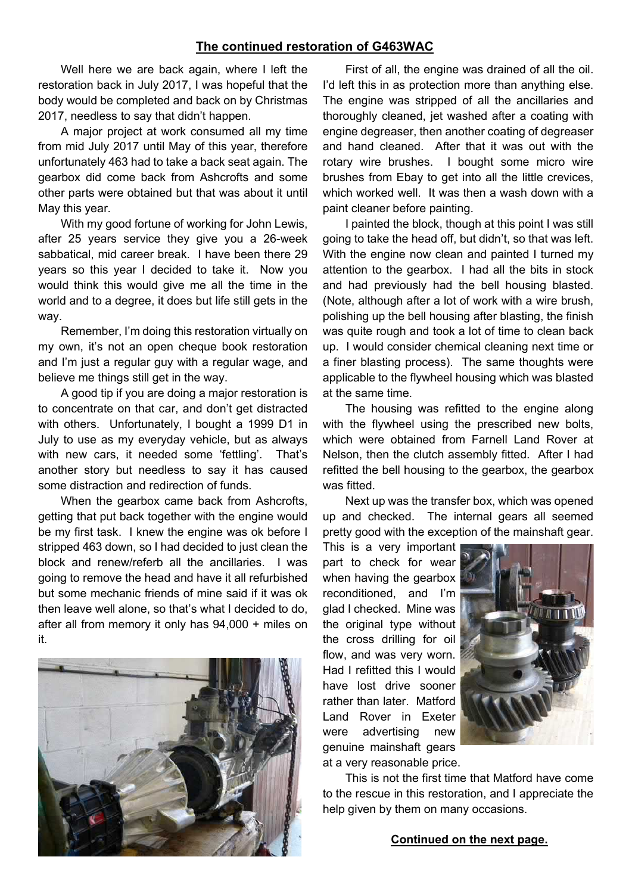## The continued restoration of G463WAC

Well here we are back again, where I left the restoration back in July 2017, I was hopeful that the body would be completed and back on by Christmas 2017, needless to say that didn't happen.

A major project at work consumed all my time from mid July 2017 until May of this year, therefore unfortunately 463 had to take a back seat again. The gearbox did come back from Ashcrofts and some other parts were obtained but that was about it until May this year.

With my good fortune of working for John Lewis, after 25 years service they give you a 26-week sabbatical, mid career break. I have been there 29 years so this year I decided to take it. Now you would think this would give me all the time in the world and to a degree, it does but life still gets in the way.

Remember, I'm doing this restoration virtually on my own, it's not an open cheque book restoration and I'm just a regular guy with a regular wage, and believe me things still get in the way.

A good tip if you are doing a major restoration is to concentrate on that car, and don't get distracted with others. Unfortunately, I bought a 1999 D1 in July to use as my everyday vehicle, but as always with new cars, it needed some 'fettling'. That's another story but needless to say it has caused some distraction and redirection of funds.

When the gearbox came back from Ashcrofts, getting that put back together with the engine would be my first task. I knew the engine was ok before I stripped 463 down, so I had decided to just clean the block and renew/referb all the ancillaries. I was going to remove the head and have it all refurbished but some mechanic friends of mine said if it was ok then leave well alone, so that's what I decided to do, after all from memory it only has 94,000 + miles on it.

First of all, the engine was drained of all the oil. I'd left this in as protection more than anything else. The engine was stripped of all the ancillaries and thoroughly cleaned, jet washed after a coating with engine degreaser, then another coating of degreaser and hand cleaned. After that it was out with the rotary wire brushes. I bought some micro wire brushes from Ebay to get into all the little crevices, which worked well. It was then a wash down with a paint cleaner before painting.

I painted the block, though at this point I was still going to take the head off, but didn't, so that was left. With the engine now clean and painted I turned my attention to the gearbox. I had all the bits in stock and had previously had the bell housing blasted. (Note, although after a lot of work with a wire brush, polishing up the bell housing after blasting, the finish was quite rough and took a lot of time to clean back up. I would consider chemical cleaning next time or a finer blasting process). The same thoughts were applicable to the flywheel housing which was blasted at the same time.

The housing was refitted to the engine along with the flywheel using the prescribed new bolts, which were obtained from Farnell Land Rover at Nelson, then the clutch assembly fitted. After I had refitted the bell housing to the gearbox, the gearbox was fitted.

Next up was the transfer box, which was opened up and checked. The internal gears all seemed pretty good with the exception of the mainshaft gear. This is a very important part to check for wear when having the gearbox reconditioned, and I'm glad I checked. Mine was the original type without the cross drilling for oil flow, and was very worn. Had I refitted this I would have lost drive sooner rather than later. Matford Land Rover in Exeter were advertising new genuine mainshaft gears at a very reasonable price.

This is not the first time that Matford have come to the rescue in this restoration, and I appreciate the help given by them on many occasions.

**Continued on the next page.**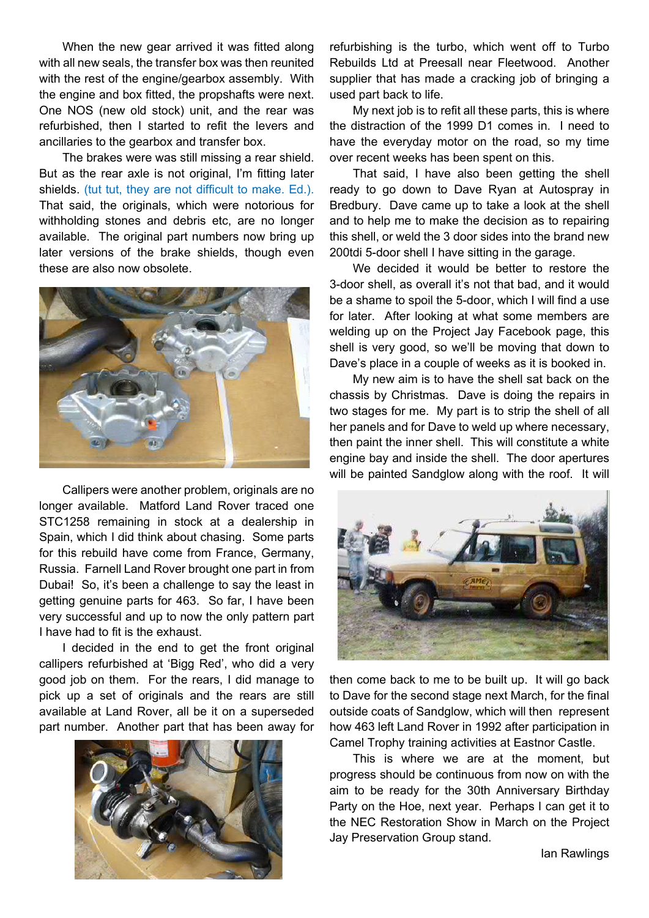When the new gear arrived it was fitted along with all new seals, the transfer box was then reunited with the rest of the engine/gearbox assembly. With the engine and box fitted, the propshafts were next. One NOS (new old stock) unit, and the rear was refurbished, then I started to refit the levers and ancillaries to the gearbox and transfer box.

The brakes were was still missing a rear shield. But as the rear axle is not original, I'm fitting later shields. (tut tut, they are not difficult to make. Ed.). That said, the originals, which were notorious for withholding stones and debris etc, are no longer available. The original part numbers now bring up later versions of the brake shields, though even these are also now obsolete.

Callipers were another problem, originals are no longer available. Matford Land Rover traced one STC1258 remaining in stock at a dealership in Spain, which I did think about chasing. Some parts for this rebuild have come from France, Germany, Russia. Farnell Land Rover brought one part in from Dubai! So, it's been a challenge to say the least in getting genuine parts for 463. So far, I have been very successful and up to now the only pattern part I have had to fit is the exhaust.

I decided in the end to get the front original callipers refurbished at 'Bigg Red', who did a very good job on them. For the rears, I did manage to pick up a set of originals and the rears are still available at Land Rover, all be it on a superseded part number. Another part that has been away for refurbishing is the turbo, which went off to Turbo Rebuilds Ltd at Preesall near Fleetwood. Another supplier that has made a cracking job of bringing a used part back to life.

My next job is to refit all these parts, this is where the distraction of the 1999 D1 comes in. I need to have the everyday motor on the road, so my time over recent weeks has been spent on this.

That said, I have also been getting the shell ready to go down to Dave Ryan at Autospray in Bredbury. Dave came up to take a look at the shell and to help me to make the decision as to repairing this shell, or weld the 3 door sides into the brand new 200tdi 5-door shell I have sitting in the garage.

We decided it would be better to restore the 3-door shell, as overall it's not that bad, and it would be a shame to spoil the 5-door, which I will find a use for later. After looking at what some members are welding up on the Project Jay Facebook page, this shell is very good, so we'll be moving that down to Dave's place in a couple of weeks as it is booked in.

My new aim is to have the shell sat back on the chassis by Christmas. Dave is doing the repairs in two stages for me. My part is to strip the shell of all her panels and for Dave to weld up where necessary, then paint the inner shell. This will constitute a white engine bay and inside the shell. The door apertures will be painted Sandglow along with the roof. It will then come back to me to be built up. It will go back to Dave for the second stage next March, for the final outside coats of Sandglow, which will then represent how 463 left Land Rover in 1992 after participation in Camel Trophy training activities at Eastnor Castle.

This is where we are at the moment, but progress should be continuous from now on with the aim to be ready for the 30th Anniversary Birthday Party on the Hoe, next year. Perhaps I can get it to the NEC Restoration Show in March on the Project Jay Preservation Group stand.

Ian Rawlings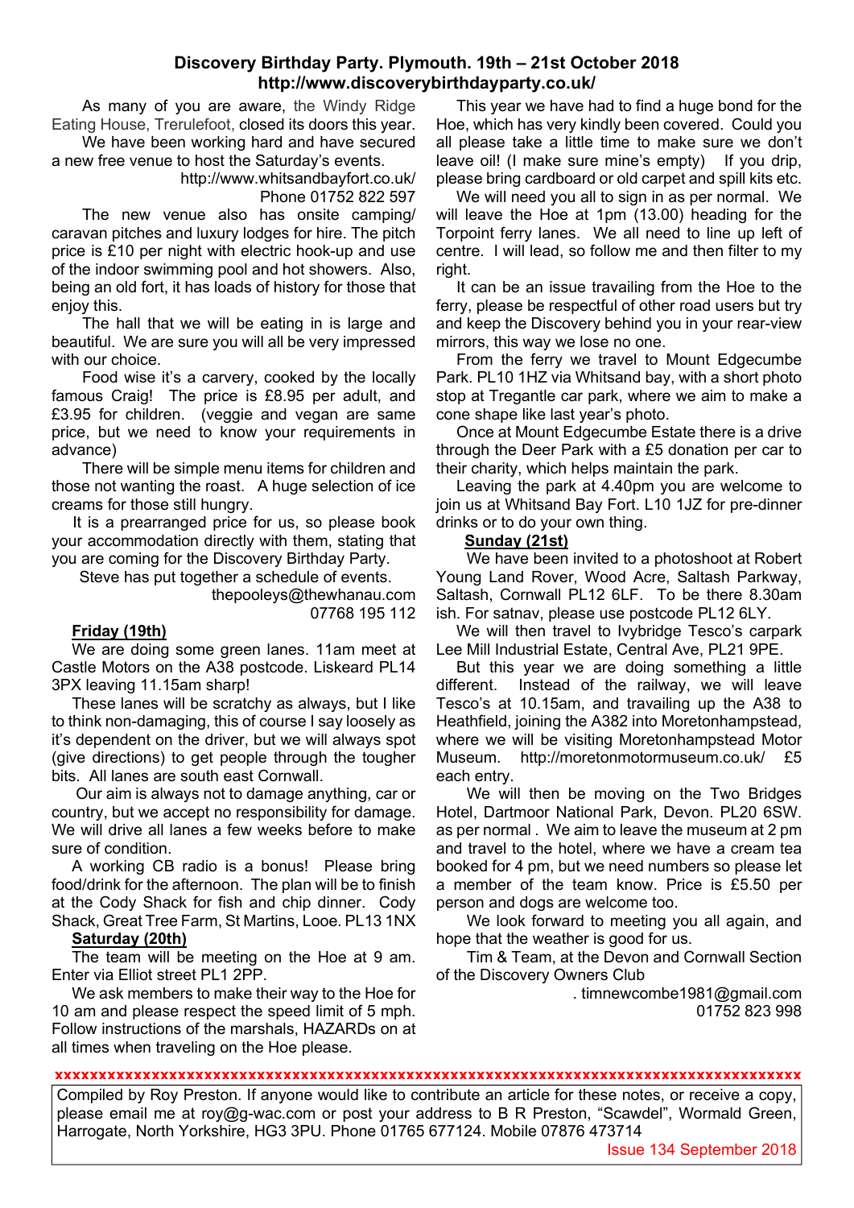**Discovery Birthday Party. Plymouth. 19th – 21st October 2018**
**http://www.discoverybirthdayparty.co.uk/**

As many of you are aware, the Windy Ridge Eating House, Trerulefoot, closed its doors this year.

We have been working hard and have secured a new free venue to host the Saturday's events.

http://www.whitsandbayfort.co.uk/
Phone 01752 822 597

The new venue also has onsite camping/ caravan pitches and luxury lodges for hire. The pitch price is £10 per night with electric hook-up and use of the indoor swimming pool and hot showers. Also, being an old fort, it has loads of history for those that enjoy this.

The hall that we will be eating in is large and beautiful. We are sure you will all be very impressed with our choice.

Food wise it's a carvery, cooked by the locally famous Craig! The price is £8.95 per adult, and £3.95 for children. (veggie and vegan are same price, but we need to know your requirements in advance)

There will be simple menu items for children and those not wanting the roast. A huge selection of ice creams for those still hungry.

It is a prearranged price for us, so please book your accommodation directly with them, stating that you are coming for the Discovery Birthday Party.

Steve has put together a schedule of events.

thepooleys@thewhanau.com
07768 195 112

**Friday (19th)**

We are doing some green lanes. 11am meet at Castle Motors on the A38 postcode. Liskeard PL14 3PX leaving 11.15am sharp!

These lanes will be scratchy as always, but I like to think non-damaging, this of course I say loosely as it's dependent on the driver, but we will always spot (give directions) to get people through the tougher bits. All lanes are south east Cornwall.

Our aim is always not to damage anything, car or country, but we accept no responsibility for damage. We will drive all lanes a few weeks before to make sure of condition.

A working CB radio is a bonus! Please bring food/drink for the afternoon. The plan will be to finish at the Cody Shack for fish and chip dinner. Cody Shack, Great Tree Farm, St Martins, Looe. PL13 1NX

**Saturday (20th)**

The team will be meeting on the Hoe at 9 am. Enter via Elliot street PL1 2PP.

We ask members to make their way to the Hoe for 10 am and please respect the speed limit of 5 mph. Follow instructions of the marshals, HAZARDs on at all times when traveling on the Hoe please.

This year we have had to find a huge bond for the Hoe, which has very kindly been covered. Could you all please take a little time to make sure we don't leave oil! (I make sure mine's empty) If you drip, please bring cardboard or old carpet and spill kits etc.

We will need you all to sign in as per normal. We will leave the Hoe at 1pm (13.00) heading for the Torpoint ferry lanes. We all need to line up left of centre. I will lead, so follow me and then filter to my right.

It can be an issue travailing from the Hoe to the ferry, please be respectful of other road users but try and keep the Discovery behind you in your rear-view mirrors, this way we lose no one.

From the ferry we travel to Mount Edgecumbe Park. PL10 1HZ via Whitsand bay, with a short photo stop at Tregantle car park, where we aim to make a cone shape like last year's photo.

Once at Mount Edgecumbe Estate there is a drive through the Deer Park with a £5 donation per car to their charity, which helps maintain the park.

Leaving the park at 4.40pm you are welcome to join us at Whitsand Bay Fort. L10 1JZ for pre-dinner drinks or to do your own thing.

**Sunday (21st)**

We have been invited to a photoshoot at Robert Young Land Rover, Wood Acre, Saltash Parkway, Saltash, Cornwall PL12 6LF. To be there 8.30am ish. For satnav, please use postcode PL12 6LY.

We will then travel to Ivybridge Tesco's carpark Lee Mill Industrial Estate, Central Ave, PL21 9PE.

But this year we are doing something a little different. Instead of the railway, we will leave Tesco's at 10.15am, and travailing up the A38 to Heathfield, joining the A382 into Moretonhampstead, where we will be visiting Moretonhampstead Motor Museum. http://moretonmotormuseum.co.uk/ £5 each entry.

We will then be moving on the Two Bridges Hotel, Dartmoor National Park, Devon. PL20 6SW. as per normal . We aim to leave the museum at 2 pm and travel to the hotel, where we have a cream tea booked for 4 pm, but we need numbers so please let a member of the team know. Price is £5.50 per person and dogs are welcome too.

We look forward to meeting you all again, and hope that the weather is good for us.

Tim & Team, at the Devon and Cornwall Section of the Discovery Owners Club

. timnewcombe1981@gmail.com
01752 823 998

xxxxxxxxxxxxxxxxxxxxxxxxxxxxxxxxxxxxxxxxxxxxxxxxxxxxxxxxxxxxxxxxxxxxxxxxxxxxxxxxxxxxxxxxxxxx

Compiled by Roy Preston. If anyone would like to contribute an article for these notes, or receive a copy, please email me at roy@g-wac.com or post your address to B R Preston, "Scawdel", Wormald Green, Harrogate, North Yorkshire, HG3 3PU. Phone 01765 677124. Mobile 07876 473714

Issue 134 September 2018